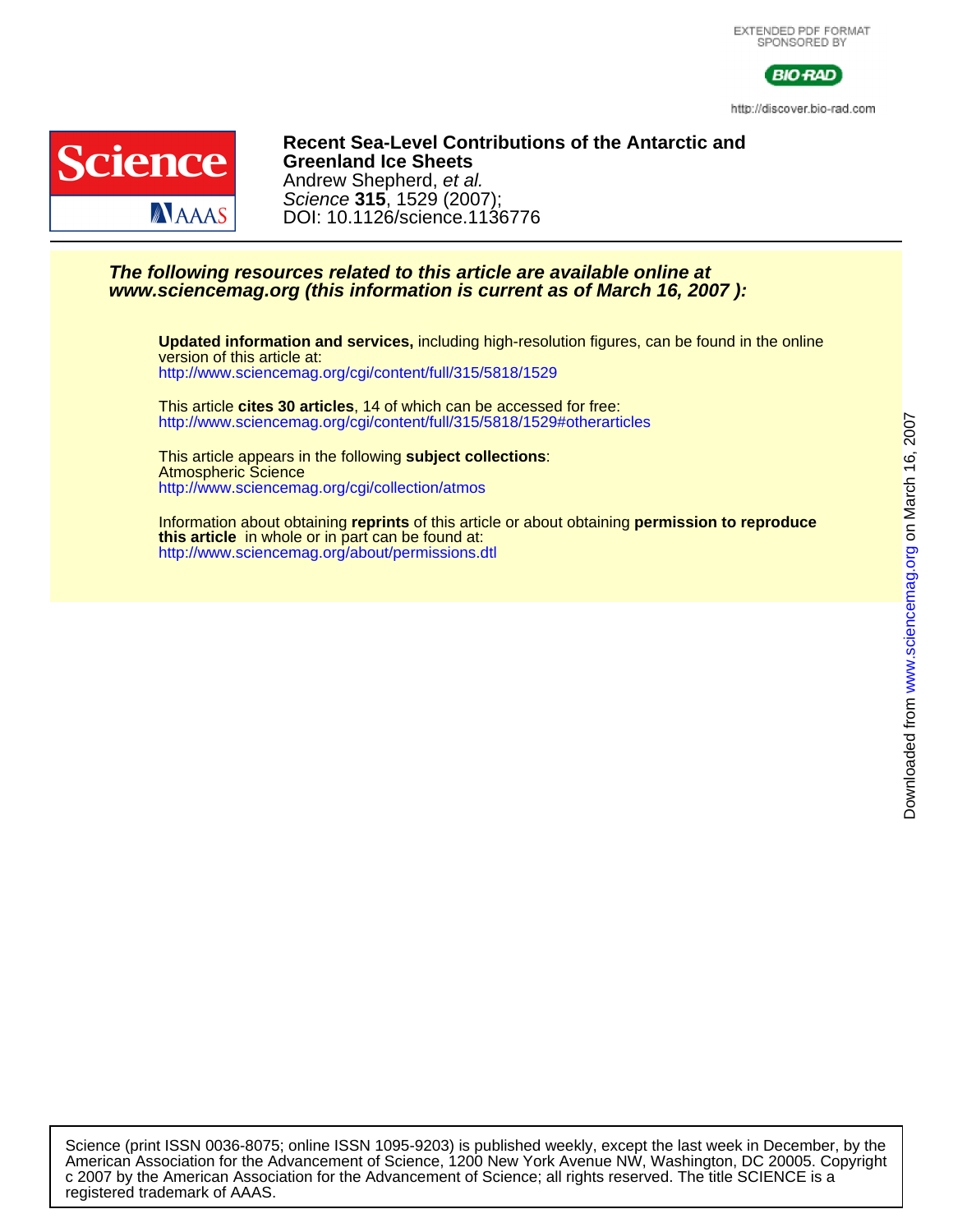EXTENDED PDF FORMAT
SPONSORED BY

http://discover.bio-rad.com

# Recent Sea-Level Contributions of the Antarctic and Greenland Ice Sheets

Andrew Shepherd, *et al.*
*Science* **315**, 1529 (2007);
DOI: 10.1126/science.1136776

***The following resources related to this article are available online at www.sciencemag.org (this information is current as of March 16, 2007 ):***

**Updated information and services,** including high-resolution figures, can be found in the online version of this article at:
http://www.sciencemag.org/cgi/content/full/315/5818/1529

This article **cites 30 articles**, 14 of which can be accessed for free:
http://www.sciencemag.org/cgi/content/full/315/5818/1529#otherarticles

This article appears in the following **subject collections**:
Atmospheric Science
http://www.sciencemag.org/cgi/collection/atmos

Information about obtaining **reprints** of this article or about obtaining **permission to reproduce this article** in whole or in part can be found at:
http://www.sciencemag.org/about/permissions.dtl

Downloaded from www.sciencemag.org on March 16, 2007

Science (print ISSN 0036-8075; online ISSN 1095-9203) is published weekly, except the last week in December, by the American Association for the Advancement of Science, 1200 New York Avenue NW, Washington, DC 20005. Copyright c 2007 by the American Association for the Advancement of Science; all rights reserved. The title SCIENCE is a registered trademark of AAAS.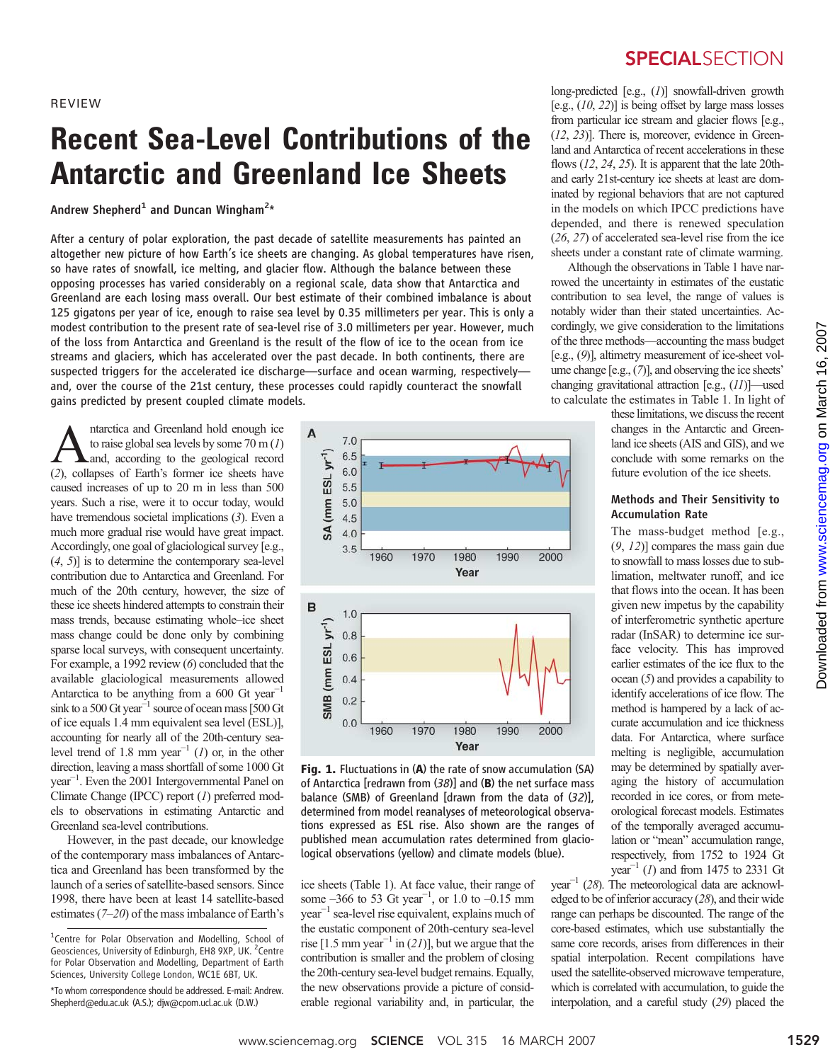REVIEW

# Recent Sea-Level Contributions of the Antarctic and Greenland Ice Sheets

**Andrew Shepherd[1] and Duncan Wingham[2]***

After a century of polar exploration, the past decade of satellite measurements has painted an altogether new picture of how Earth's ice sheets are changing. As global temperatures have risen, so have rates of snowfall, ice melting, and glacier flow. Although the balance between these opposing processes has varied considerably on a regional scale, data show that Antarctica and Greenland are each losing mass overall. Our best estimate of their combined imbalance is about 125 gigatons per year of ice, enough to raise sea level by 0.35 millimeters per year. This is only a modest contribution to the present rate of sea-level rise of 3.0 millimeters per year. However, much of the loss from Antarctica and Greenland is the result of the flow of ice to the ocean from ice streams and glaciers, which has accelerated over the past decade. In both continents, there are suspected triggers for the accelerated ice discharge—surface and ocean warming, respectively—and, over the course of the 21st century, these processes could rapidly counteract the snowfall gains predicted by present coupled climate models.

Antarctica and Greenland hold enough ice to raise global sea levels by some 70 m (*1*) and, according to the geological record (*2*), collapses of Earth's former ice sheets have caused increases of up to 20 m in less than 500 years. Such a rise, were it to occur today, would have tremendous societal implications (*3*). Even a much more gradual rise would have great impact. Accordingly, one goal of glaciological survey [e.g., (*4*, *5*)] is to determine the contemporary sea-level contribution due to Antarctica and Greenland. For much of the 20th century, however, the size of these ice sheets hindered attempts to constrain their mass trends, because estimating whole–ice sheet mass change could be done only by combining sparse local surveys, with consequent uncertainty. For example, a 1992 review (*6*) concluded that the available glaciological measurements allowed Antarctica to be anything from a 600 Gt $year^{-1}$ sink to a 500 Gt $year^{-1}$ source of ocean mass [500 Gt of ice equals 1.4 mm equivalent sea level (ESL)], accounting for nearly all of the 20th-century sea-level trend of 1.8 mm $year^{-1}$ (*1*) or, in the other direction, leaving a mass shortfall of some 1000 Gt $year^{-1}$. Even the 2001 Intergovernmental Panel on Climate Change (IPCC) report (*1*) preferred models to observations in estimating Antarctic and Greenland sea-level contributions.

However, in the past decade, our knowledge of the contemporary mass imbalances of Antarctica and Greenland has been transformed by the launch of a series of satellite-based sensors. Since 1998, there have been at least 14 satellite-based estimates (*7*–*20*) of the mass imbalance of Earth's ice sheets (Table 1). At face value, their range of some –366 to 53 Gt $year^{-1}$, or 1.0 to –0.15 mm $year^{-1}$ sea-level rise equivalent, explains much of the eustatic component of 20th-century sea-level rise [1.5 mm $year^{-1}$ in (*21*)], but we argue that the contribution is smaller and the problem of closing the 20th-century sea-level budget remains. Equally, the new observations provide a picture of considerable regional variability and, in particular, the long-predicted [e.g., (*1*)] snowfall-driven growth [e.g., (*10*, *22*)] is being offset by large mass losses from particular ice stream and glacier flows [e.g., (*12*, *23*)]. There is, moreover, evidence in Greenland and Antarctica of recent accelerations in these flows (*12*, *24*, *25*). It is apparent that the late 20th- and early 21st-century ice sheets at least are dominated by regional behaviors that are not captured in the models on which IPCC predictions have depended, and there is renewed speculation (*26*, *27*) of accelerated sea-level rise from the ice sheets under a constant rate of climate warming.

Although the observations in Table 1 have narrowed the uncertainty in estimates of the eustatic contribution to sea level, the range of values is notably wider than their stated uncertainties. Accordingly, we give consideration to the limitations of the three methods—accounting the mass budget [e.g., (*9*)], altimetry measurement of ice-sheet volume change [e.g., (*7*)], and observing the ice sheets' changing gravitational attraction [e.g., (*11*)]—used to calculate the estimates in Table 1. In light of these limitations, we discuss the recent changes in the Antarctic and Greenland ice sheets (AIS and GIS), and we conclude with some remarks on the future evolution of the ice sheets.

**Fig. 1.** Fluctuations in (**A**) the rate of snow accumulation (SA) of Antarctica [redrawn from (*38*)] and (**B**) the net surface mass balance (SMB) of Greenland [drawn from the data of (*32*)], determined from model reanalyses of meteorological observations expressed as ESL rise. Also shown are the ranges of published mean accumulation rates determined from glaciological observations (yellow) and climate models (blue).

### Methods and Their Sensitivity to Accumulation Rate

The mass-budget method [e.g., (*9*, *12*)] compares the mass gain due to snowfall to mass losses due to sublimation, meltwater runoff, and ice that flows into the ocean. It has been given new impetus by the capability of interferometric synthetic aperture radar (InSAR) to determine ice surface velocity. This has improved earlier estimates of the ice flux to the ocean (*5*) and provides a capability to identify accelerations of ice flow. The method is hampered by a lack of accurate accumulation and ice thickness data. For Antarctica, where surface melting is negligible, accumulation may be determined by spatially averaging the history of accumulation recorded in ice cores, or from meteorological forecast models. Estimates of the temporally averaged accumulation or "mean" accumulation range, respectively, from 1752 to 1924 Gt $year^{-1}$ (*1*) and from 1475 to 2331 Gt $year^{-1}$ (*28*). The meteorological data are acknowledged to be of inferior accuracy (*28*), and their wide range can perhaps be discounted. The range of the core-based estimates, which use substantially the same core records, arises from differences in their spatial interpolation. Recent compilations have used the satellite-observed microwave temperature, which is correlated with accumulation, to guide the interpolation, and a careful study (*29*) placed the

[1]Centre for Polar Observation and Modelling, School of Geosciences, University of Edinburgh, EH8 9XP, UK. [2]Centre for Polar Observation and Modelling, Department of Earth Sciences, University College London, WC1E 6BT, UK.

*To whom correspondence should be addressed. E-mail: Andrew.Shepherd@edu.ac.uk (A.S.); djw@cpom.ucl.ac.uk (D.W.)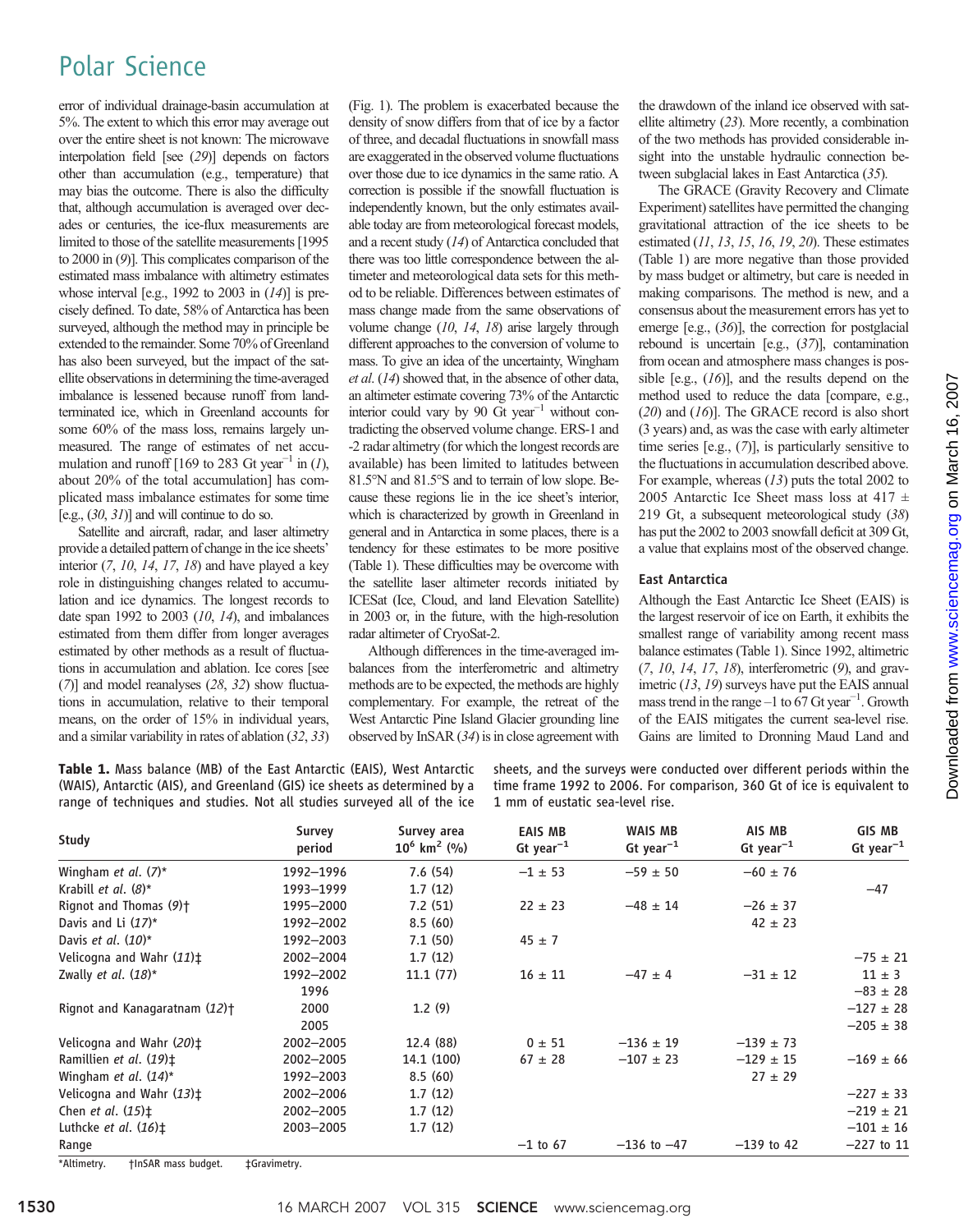error of individual drainage-basin accumulation at 5%. The extent to which this error may average out over the entire sheet is not known: The microwave interpolation field [see (*29*)] depends on factors other than accumulation (e.g., temperature) that may bias the outcome. There is also the difficulty that, although accumulation is averaged over decades or centuries, the ice-flux measurements are limited to those of the satellite measurements [1995 to 2000 in (*9*)]. This complicates comparison of the estimated mass imbalance with altimetry estimates whose interval [e.g., 1992 to 2003 in (*14*)] is precisely defined. To date, 58% of Antarctica has been surveyed, although the method may in principle be extended to the remainder. Some 70% of Greenland has also been surveyed, but the impact of the satellite observations in determining the time-averaged imbalance is lessened because runoff from land-terminated ice, which in Greenland accounts for some 60% of the mass loss, remains largely unmeasured. The range of estimates of net accumulation and runoff [169 to 283 Gt year$^{-1}$ in (*1*), about 20% of the total accumulation] has complicated mass imbalance estimates for some time [e.g., (*30*, *31*)] and will continue to do so.

Satellite and aircraft, radar, and laser altimetry provide a detailed pattern of change in the ice sheets' interior (*7*, *10*, *14*, *17*, *18*) and have played a key role in distinguishing changes related to accumulation and ice dynamics. The longest records to date span 1992 to 2003 (*10*, *14*), and imbalances estimated from them differ from longer averages estimated by other methods as a result of fluctuations in accumulation and ablation. Ice cores [see (*7*)] and model reanalyses (*28*, *32*) show fluctuations in accumulation, relative to their temporal means, on the order of 15% in individual years, and a similar variability in rates of ablation (*32*, *33*) (Fig. 1). The problem is exacerbated because the density of snow differs from that of ice by a factor of three, and decadal fluctuations in snowfall mass are exaggerated in the observed volume fluctuations over those due to ice dynamics in the same ratio. A correction is possible if the snowfall fluctuation is independently known, but the only estimates available today are from meteorological forecast models, and a recent study (*14*) of Antarctica concluded that there was too little correspondence between the altimeter and meteorological data sets for this method to be reliable. Differences between estimates of mass change made from the same observations of volume change (*10*, *14*, *18*) arise largely through different approaches to the conversion of volume to mass. To give an idea of the uncertainty, Wingham *et al.* (*14*) showed that, in the absence of other data, an altimeter estimate covering 73% of the Antarctic interior could vary by 90 Gt year$^{-1}$ without contradicting the observed volume change. ERS-1 and -2 radar altimetry (for which the longest records are available) has been limited to latitudes between 81.5°N and 81.5°S and to terrain of low slope. Because these regions lie in the ice sheet's interior, which is characterized by growth in Greenland in general and in Antarctica in some places, there is a tendency for these estimates to be more positive (Table 1). These difficulties may be overcome with the satellite laser altimeter records initiated by ICESat (Ice, Cloud, and land Elevation Satellite) in 2003 or, in the future, with the high-resolution radar altimeter of CryoSat-2.

Although differences in the time-averaged imbalances from the interferometric and altimetry methods are to be expected, the methods are highly complementary. For example, the retreat of the West Antarctic Pine Island Glacier grounding line observed by InSAR (*34*) is in close agreement with the drawdown of the inland ice observed with satellite altimetry (*23*). More recently, a combination of the two methods has provided considerable insight into the unstable hydraulic connection between subglacial lakes in East Antarctica (*35*).

The GRACE (Gravity Recovery and Climate Experiment) satellites have permitted the changing gravitational attraction of the ice sheets to be estimated (*11*, *13*, *15*, *16*, *19*, *20*). These estimates (Table 1) are more negative than those provided by mass budget or altimetry, but care is needed in making comparisons. The method is new, and a consensus about the measurement errors has yet to emerge [e.g., (*36*)], the correction for postglacial rebound is uncertain [e.g., (*37*)], contamination from ocean and atmosphere mass changes is possible [e.g., (*16*)], and the results depend on the method used to reduce the data [compare, e.g., (*20*) and (*16*)]. The GRACE record is also short (3 years) and, as was the case with early altimeter time series [e.g., (*7*)], is particularly sensitive to the fluctuations in accumulation described above. For example, whereas (*13*) puts the total 2002 to 2005 Antarctic Ice Sheet mass loss at 417 ± 219 Gt, a subsequent meteorological study (*38*) has put the 2002 to 2003 snowfall deficit at 309 Gt, a value that explains most of the observed change.

### East Antarctica

Although the East Antarctic Ice Sheet (EAIS) is the largest reservoir of ice on Earth, it exhibits the smallest range of variability among recent mass balance estimates (Table 1). Since 1992, altimetric (*7*, *10*, *14*, *17*, *18*), interferometric (*9*), and gravimetric (*13*, *19*) surveys have put the EAIS annual mass trend in the range –1 to 67 Gt year$^{-1}$. Growth of the EAIS mitigates the current sea-level rise. Gains are limited to Dronning Maud Land and

**Table 1.** Mass balance (MB) of the East Antarctic (EAIS), West Antarctic (WAIS), Antarctic (AIS), and Greenland (GIS) ice sheets as determined by a range of techniques and studies. Not all studies surveyed all of the ice sheets, and the surveys were conducted over different periods within the time frame 1992 to 2006. For comparison, 360 Gt of ice is equivalent to 1 mm of eustatic sea-level rise.

| Study | Survey period | Survey area $10^6$ km$^2$ (%) | EAIS MB Gt year$^{-1}$ | WAIS MB Gt year$^{-1}$ | AIS MB Gt year$^{-1}$ | GIS MB Gt year$^{-1}$ |
|---|---|---|---|---|---|---|
| Wingham *et al.* (*7*)* | 1992–1996 | 7.6 (54) | −1 ± 53 | −59 ± 50 | −60 ± 76 | |
| Krabill *et al.* (*8*)* | 1993–1999 | 1.7 (12) | | | | −47 |
| Rignot and Thomas (*9*)† | 1995–2000 | 7.2 (51) | 22 ± 23 | −48 ± 14 | −26 ± 37 | |
| Davis and Li (*17*)* | 1992–2002 | 8.5 (60) | | | 42 ± 23 | |
| Davis *et al.* (*10*)* | 1992–2003 | 7.1 (50) | 45 ± 7 | | | |
| Velicogna and Wahr (*11*)‡ | 2002–2004 | 1.7 (12) | | | | −75 ± 21 |
| Zwally *et al.* (*18*)* | 1992–2002 | 11.1 (77) | 16 ± 11 | −47 ± 4 | −31 ± 12 | 11 ± 3 |
| | 1996 | | | | | −83 ± 28 |
| Rignot and Kanagaratnam (*12*)† | 2000 | 1.2 (9) | | | | −127 ± 28 |
| | 2005 | | | | | −205 ± 38 |
| Velicogna and Wahr (*20*)‡ | 2002–2005 | 12.4 (88) | 0 ± 51 | −136 ± 19 | −139 ± 73 | |
| Ramillien *et al.* (*19*)‡ | 2002–2005 | 14.1 (100) | 67 ± 28 | −107 ± 23 | −129 ± 15 | −169 ± 66 |
| Wingham *et al.* (*14*)* | 1992–2003 | 8.5 (60) | | | 27 ± 29 | |
| Velicogna and Wahr (*13*)‡ | 2002–2006 | 1.7 (12) | | | | −227 ± 33 |
| Chen *et al.* (*15*)‡ | 2002–2005 | 1.7 (12) | | | | −219 ± 21 |
| Luthcke *et al.* (*16*)‡ | 2003–2005 | 1.7 (12) | | | | −101 ± 16 |
| Range | | | −1 to 67 | −136 to −47 | −139 to 42 | −227 to 11 |

*Altimetry. †InSAR mass budget. ‡Gravimetry.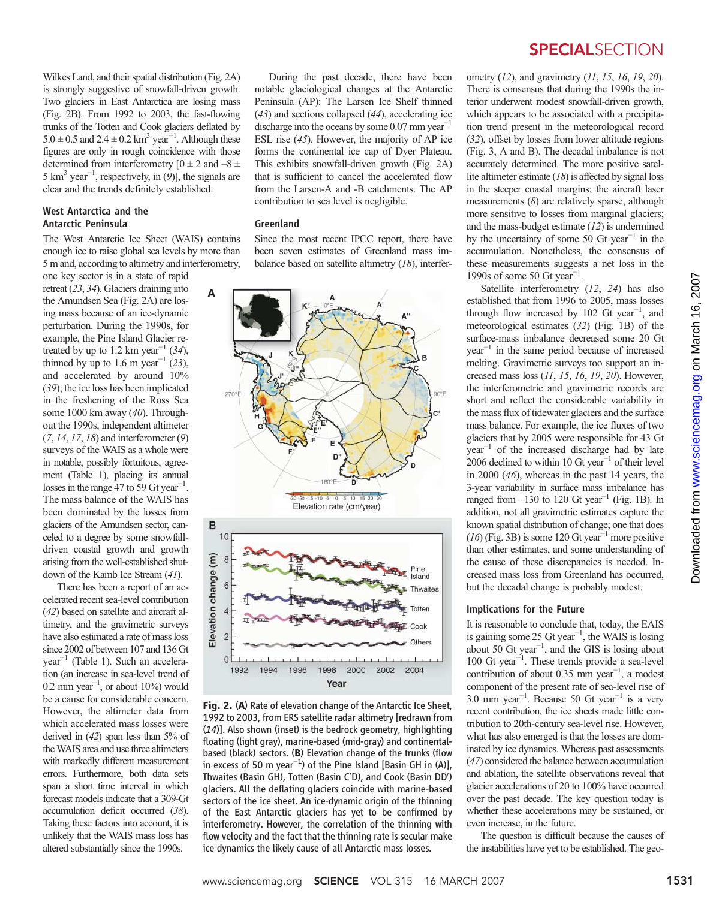Wilkes Land, and their spatial distribution (Fig. 2A) is strongly suggestive of snowfall-driven growth. Two glaciers in East Antarctica are losing mass (Fig. 2B). From 1992 to 2003, the fast-flowing trunks of the Totten and Cook glaciers deflated by $5.0 \pm 0.5$ and $2.4 \pm 0.2$ km$^3$ year$^{-1}$. Although these figures are only in rough coincidence with those determined from interferometry [$0 \pm 2$ and $-8 \pm 5$ km$^3$ year$^{-1}$, respectively, in (9)], the signals are clear and the trends definitely established.

### West Antarctica and the Antarctic Peninsula

The West Antarctic Ice Sheet (WAIS) contains enough ice to raise global sea levels by more than 5 m and, according to altimetry and interferometry, one key sector is in a state of rapid retreat (*23*, *34*). Glaciers draining into the Amundsen Sea (Fig. 2A) are losing mass because of an ice-dynamic perturbation. During the 1990s, for example, the Pine Island Glacier retreated by up to 1.2 km year$^{-1}$ (*34*), thinned by up to 1.6 m year$^{-1}$ (*23*), and accelerated by around 10% (*39*); the ice loss has been implicated in the freshening of the Ross Sea some 1000 km away (*40*). Throughout the 1990s, independent altimeter (*7*, *14*, *17*, *18*) and interferometer (*9*) surveys of the WAIS as a whole were in notable, possibly fortuitous, agreement (Table 1), placing its annual losses in the range 47 to 59 Gt year$^{-1}$. The mass balance of the WAIS has been dominated by the losses from glaciers of the Amundsen sector, canceled to a degree by some snowfall-driven coastal growth and growth arising from the well-established shutdown of the Kamb Ice Stream (*41*).

There has been a report of an accelerated recent sea-level contribution (*42*) based on satellite and aircraft altimetry, and the gravimetric surveys have also estimated a rate of mass loss since 2002 of between 107 and 136 Gt year$^{-1}$ (Table 1). Such an acceleration (an increase in sea-level trend of 0.2 mm year$^{-1}$, or about 10%) would be a cause for considerable concern. However, the altimeter data from which accelerated mass losses were derived in (*42*) span less than 5% of the WAIS area and use three altimeters with markedly different measurement errors. Furthermore, both data sets span a short time interval in which forecast models indicate that a 309-Gt accumulation deficit occurred (*38*). Taking these factors into account, it is unlikely that the WAIS mass loss has altered substantially since the 1990s.

During the past decade, there have been notable glaciological changes at the Antarctic Peninsula (AP): The Larsen Ice Shelf thinned (*43*) and sections collapsed (*44*), accelerating ice discharge into the oceans by some 0.07 mm year$^{-1}$ ESL rise (*45*). However, the majority of AP ice forms the continental ice cap of Dyer Plateau. This exhibits snowfall-driven growth (Fig. 2A) that is sufficient to cancel the accelerated flow from the Larsen-A and -B catchments. The AP contribution to sea level is negligible.

### Greenland

Since the most recent IPCC report, there have been seven estimates of Greenland mass imbalance based on satellite altimetry (*18*), interferometry (*12*), and gravimetry (*11*, *15*, *16*, *19*, *20*). There is consensus that during the 1990s the interior underwent modest snowfall-driven growth, which appears to be associated with a precipitation trend present in the meteorological record (*32*), offset by losses from lower altitude regions (Fig. 3, A and B). The decadal imbalance is not accurately determined. The more positive satellite altimeter estimate (*18*) is affected by signal loss in the steeper coastal margins; the aircraft laser measurements (*8*) are relatively sparse, although more sensitive to losses from marginal glaciers; and the mass-budget estimate (*12*) is undermined by the uncertainty of some 50 Gt year$^{-1}$ in the accumulation. Nonetheless, the consensus of these measurements suggests a net loss in the 1990s of some 50 Gt year$^{-1}$.

Satellite interferometry (*12*, *24*) has also established that from 1996 to 2005, mass losses through flow increased by 102 Gt year$^{-1}$, and meteorological estimates (*32*) (Fig. 1B) of the surface-mass imbalance decreased some 20 Gt year$^{-1}$ in the same period because of increased melting. Gravimetric surveys too support an increased mass loss (*11*, *15*, *16*, *19*, *20*). However, the interferometric and gravimetric records are short and reflect the considerable variability in the mass flux of tidewater glaciers and the surface mass balance. For example, the ice fluxes of two glaciers that by 2005 were responsible for 43 Gt year$^{-1}$ of the increased discharge had by late 2006 declined to within 10 Gt year$^{-1}$ of their level in 2000 (*46*), whereas in the past 14 years, the 3-year variability in surface mass imbalance has ranged from –130 to 120 Gt year$^{-1}$ (Fig. 1B). In addition, not all gravimetric estimates capture the known spatial distribution of change; one that does (*16*) (Fig. 3B) is some 120 Gt year$^{-1}$ more positive than other estimates, and some understanding of the cause of these discrepancies is needed. Increased mass loss from Greenland has occurred, but the decadal change is probably modest.

### Implications for the Future

It is reasonable to conclude that, today, the EAIS is gaining some 25 Gt year$^{-1}$, the WAIS is losing about 50 Gt year$^{-1}$, and the GIS is losing about 100 Gt year$^{-1}$. These trends provide a sea-level contribution of about 0.35 mm year$^{-1}$, a modest component of the present rate of sea-level rise of 3.0 mm year$^{-1}$. Because 50 Gt year$^{-1}$ is a very recent contribution, the ice sheets made little contribution to 20th-century sea-level rise. However, what has also emerged is that the losses are dominated by ice dynamics. Whereas past assessments (*47*) considered the balance between accumulation and ablation, the satellite observations reveal that glacier accelerations of 20 to 100% have occurred over the past decade. The key question today is whether these accelerations may be sustained, or even increase, in the future.

The question is difficult because the causes of the instabilities have yet to be established. The geo-

**Fig. 2.** (**A**) Rate of elevation change of the Antarctic Ice Sheet, 1992 to 2003, from ERS satellite radar altimetry [redrawn from (*14*)]. Also shown (inset) is the bedrock geometry, highlighting floating (light gray), marine-based (mid-gray) and continental-based (black) sectors. (**B**) Elevation change of the trunks (flow in excess of 50 m year$^{-1}$) of the Pine Island [Basin GH in (A)], Thwaites (Basin GH), Totten (Basin C′D), and Cook (Basin DD′) glaciers. All the deflating glaciers coincide with marine-based sectors of the ice sheet. An ice-dynamic origin of the thinning of the East Antarctic glaciers has yet to be confirmed by interferometry. However, the correlation of the thinning with flow velocity and the fact that the thinning rate is secular make ice dynamics the likely cause of all Antarctic mass losses.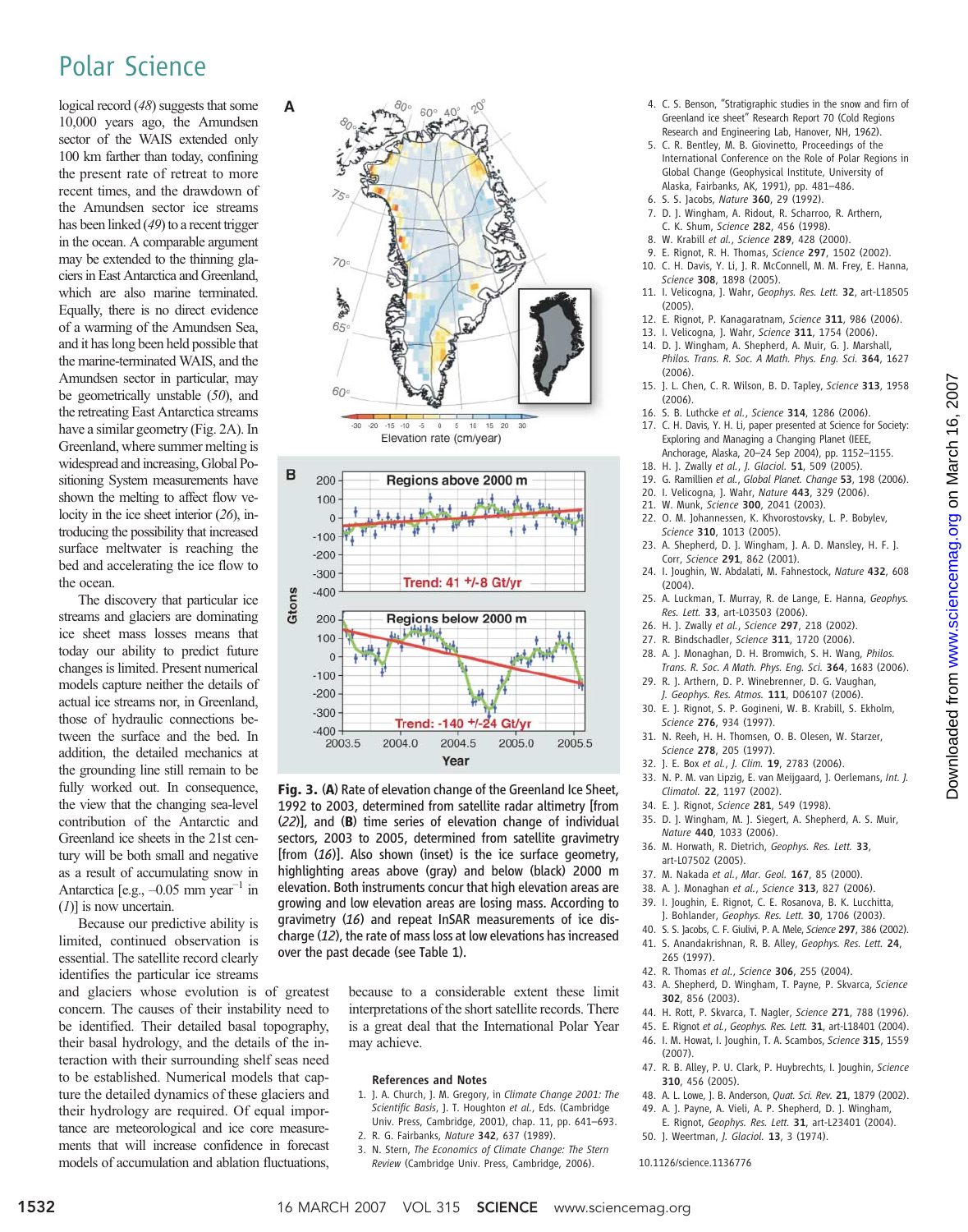logical record (48) suggests that some 10,000 years ago, the Amundsen sector of the WAIS extended only 100 km farther than today, confining the present rate of retreat to more recent times, and the drawdown of the Amundsen sector ice streams has been linked (49) to a recent trigger in the ocean. A comparable argument may be extended to the thinning glaciers in East Antarctica and Greenland, which are also marine terminated. Equally, there is no direct evidence of a warming of the Amundsen Sea, and it has long been held possible that the marine-terminated WAIS, and the Amundsen sector in particular, may be geometrically unstable (50), and the retreating East Antarctica streams have a similar geometry (Fig. 2A). In Greenland, where summer melting is widespread and increasing, Global Positioning System measurements have shown the melting to affect flow velocity in the ice sheet interior (26), introducing the possibility that increased surface meltwater is reaching the bed and accelerating the ice flow to the ocean.

The discovery that particular ice streams and glaciers are dominating ice sheet mass losses means that today our ability to predict future changes is limited. Present numerical models capture neither the details of actual ice streams nor, in Greenland, those of hydraulic connections between the surface and the bed. In addition, the detailed mechanics at the grounding line still remain to be fully worked out. In consequence, the view that the changing sea-level contribution of the Antarctic and Greenland ice sheets in the 21st century will be both small and negative as a result of accumulating snow in Antarctica [e.g., –0.05 mm year$^{-1}$ in (1)] is now uncertain.

Because our predictive ability is limited, continued observation is essential. The satellite record clearly identifies the particular ice streams and glaciers whose evolution is of greatest concern. The causes of their instability need to be identified. Their detailed basal topography, their basal hydrology, and the details of the interaction with their surrounding shelf seas need to be established. Numerical models that capture the detailed dynamics of these glaciers and their hydrology are required. Of equal importance are meteorological and ice core measurements that will increase confidence in forecast models of accumulation and ablation fluctuations, because to a considerable extent these limit interpretations of the short satellite records. There is a great deal that the International Polar Year may achieve.

A

80° 60° 40° 20°
80°
75°
70°
65°
60°
-30 -20 -15 -10 -5 0 5 10 15 20 30
Elevation rate (cm/year)

B

Regions above 2000 m
Trend: 41 +/-8 Gt/yr

Regions below 2000 m
Trend: -140 +/-24 Gt/yr

Gtons
200 100 0 -100 -200 -300 -400
2003.5 2004.0 2004.5 2005.0 2005.5
Year

**Fig. 3.** (**A**) Rate of elevation change of the Greenland Ice Sheet, 1992 to 2003, determined from satellite radar altimetry [from (22)], and (**B**) time series of elevation change of individual sectors, 2003 to 2005, determined from satellite gravimetry [from (16)]. Also shown (inset) is the ice surface geometry, highlighting areas above (gray) and below (black) 2000 m elevation. Both instruments concur that high elevation areas are growing and low elevation areas are losing mass. According to gravimetry (16) and repeat InSAR measurements of ice discharge (12), the rate of mass loss at low elevations has increased over the past decade (see Table 1).

### References and Notes

1. J. A. Church, J. M. Gregory, in *Climate Change 2001: The Scientific Basis*, J. T. Houghton *et al.*, Eds. (Cambridge Univ. Press, Cambridge, 2001), chap. 11, pp. 641–693.
2. R. G. Fairbanks, *Nature* **342**, 637 (1989).
3. N. Stern, *The Economics of Climate Change: The Stern Review* (Cambridge Univ. Press, Cambridge, 2006).
4. C. S. Benson, "Stratigraphic studies in the snow and firn of Greenland ice sheet" Research Report 70 (Cold Regions Research and Engineering Lab, Hanover, NH, 1962).
5. C. R. Bentley, M. B. Giovinetto, Proceedings of the International Conference on the Role of Polar Regions in Global Change (Geophysical Institute, University of Alaska, Fairbanks, AK, 1991), pp. 481–486.
6. S. S. Jacobs, *Nature* **360**, 29 (1992).
7. D. J. Wingham, A. Ridout, R. Scharroo, R. Arthern, C. K. Shum, *Science* **282**, 456 (1998).
8. W. Krabill *et al.*, *Science* **289**, 428 (2000).
9. E. Rignot, R. H. Thomas, *Science* **297**, 1502 (2002).
10. C. H. Davis, Y. Li, J. R. McConnell, M. M. Frey, E. Hanna, *Science* **308**, 1898 (2005).
11. I. Velicogna, J. Wahr, *Geophys. Res. Lett.* **32**, art-L18505 (2005).
12. E. Rignot, P. Kanagaratnam, *Science* **311**, 986 (2006).
13. I. Velicogna, J. Wahr, *Science* **311**, 1754 (2006).
14. D. J. Wingham, A. Shepherd, A. Muir, G. J. Marshall, *Philos. Trans. R. Soc. A Math. Phys. Eng. Sci.* **364**, 1627 (2006).
15. J. L. Chen, C. R. Wilson, B. D. Tapley, *Science* **313**, 1958 (2006).
16. S. B. Luthcke *et al.*, *Science* **314**, 1286 (2006).
17. C. H. Davis, Y. H. Li, paper presented at Science for Society: Exploring and Managing a Changing Planet (IEEE, Anchorage, Alaska, 20–24 Sep 2004), pp. 1152–1155.
18. H. J. Zwally *et al.*, *J. Glaciol.* **51**, 509 (2005).
19. G. Ramillien *et al.*, *Global Planet. Change* **53**, 198 (2006).
20. I. Velicogna, J. Wahr, *Nature* **443**, 329 (2006).
21. W. Munk, *Science* **300**, 2041 (2003).
22. O. M. Johannessen, K. Khvorostovsky, L. P. Bobylev, *Science* **310**, 1013 (2005).
23. A. Shepherd, D. J. Wingham, J. A. D. Mansley, H. F. J. Corr, *Science* **291**, 862 (2001).
24. I. Joughin, W. Abdalati, M. Fahnestock, *Nature* **432**, 608 (2004).
25. A. Luckman, T. Murray, R. de Lange, E. Hanna, *Geophys. Res. Lett.* **33**, art-L03503 (2006).
26. H. J. Zwally *et al.*, *Science* **297**, 218 (2002).
27. R. Bindschadler, *Science* **311**, 1720 (2006).
28. A. J. Monaghan, D. H. Bromwich, S. H. Wang, *Philos. Trans. R. Soc. A Math. Phys. Eng. Sci.* **364**, 1683 (2006).
29. R. J. Arthern, D. P. Winebrenner, D. G. Vaughan, *J. Geophys. Res. Atmos.* **111**, D06107 (2006).
30. E. J. Rignot, S. P. Gogineni, W. B. Krabill, S. Ekholm, *Science* **276**, 934 (1997).
31. N. Reeh, H. H. Thomsen, O. B. Olesen, W. Starzer, *Science* **278**, 205 (1997).
32. J. E. Box *et al.*, *J. Clim.* **19**, 2783 (2006).
33. N. P. M. van Lipzig, E. van Meijgaard, J. Oerlemans, *Int. J. Climatol.* **22**, 1197 (2002).
34. E. J. Rignot, *Science* **281**, 549 (1998).
35. D. J. Wingham, M. J. Siegert, A. Shepherd, A. S. Muir, *Nature* **440**, 1033 (2006).
36. M. Horwath, R. Dietrich, *Geophys. Res. Lett.* **33**, art-L07502 (2005).
37. M. Nakada *et al.*, *Mar. Geol.* **167**, 85 (2000).
38. A. J. Monaghan *et al.*, *Science* **313**, 827 (2006).
39. I. Joughin, E. Rignot, C. E. Rosanova, B. K. Lucchitta, J. Bohlander, *Geophys. Res. Lett.* **30**, 1706 (2003).
40. S. S. Jacobs, C. F. Giulivi, P. A. Mele, *Science* **297**, 386 (2002).
41. S. Anandakrishnan, R. B. Alley, *Geophys. Res. Lett.* **24**, 265 (1997).
42. R. Thomas *et al.*, *Science* **306**, 255 (2004).
43. A. Shepherd, D. Wingham, T. Payne, P. Skvarca, *Science* **302**, 856 (2003).
44. H. Rott, P. Skvarca, T. Nagler, *Science* **271**, 788 (1996).
45. E. Rignot *et al.*, *Geophys. Res. Lett.* **31**, art-L18401 (2004).
46. I. M. Howat, I. Joughin, T. A. Scambos, *Science* **315**, 1559 (2007).
47. R. B. Alley, P. U. Clark, P. Huybrechts, I. Joughin, *Science* **310**, 456 (2005).
48. A. L. Lowe, J. B. Anderson, *Quat. Sci. Rev.* **21**, 1879 (2002).
49. A. J. Payne, A. Vieli, A. P. Shepherd, D. J. Wingham, E. Rignot, *Geophys. Res. Lett.* **31**, art-L23401 (2004).
50. J. Weertman, *J. Glaciol.* **13**, 3 (1974).

10.1126/science.1136776